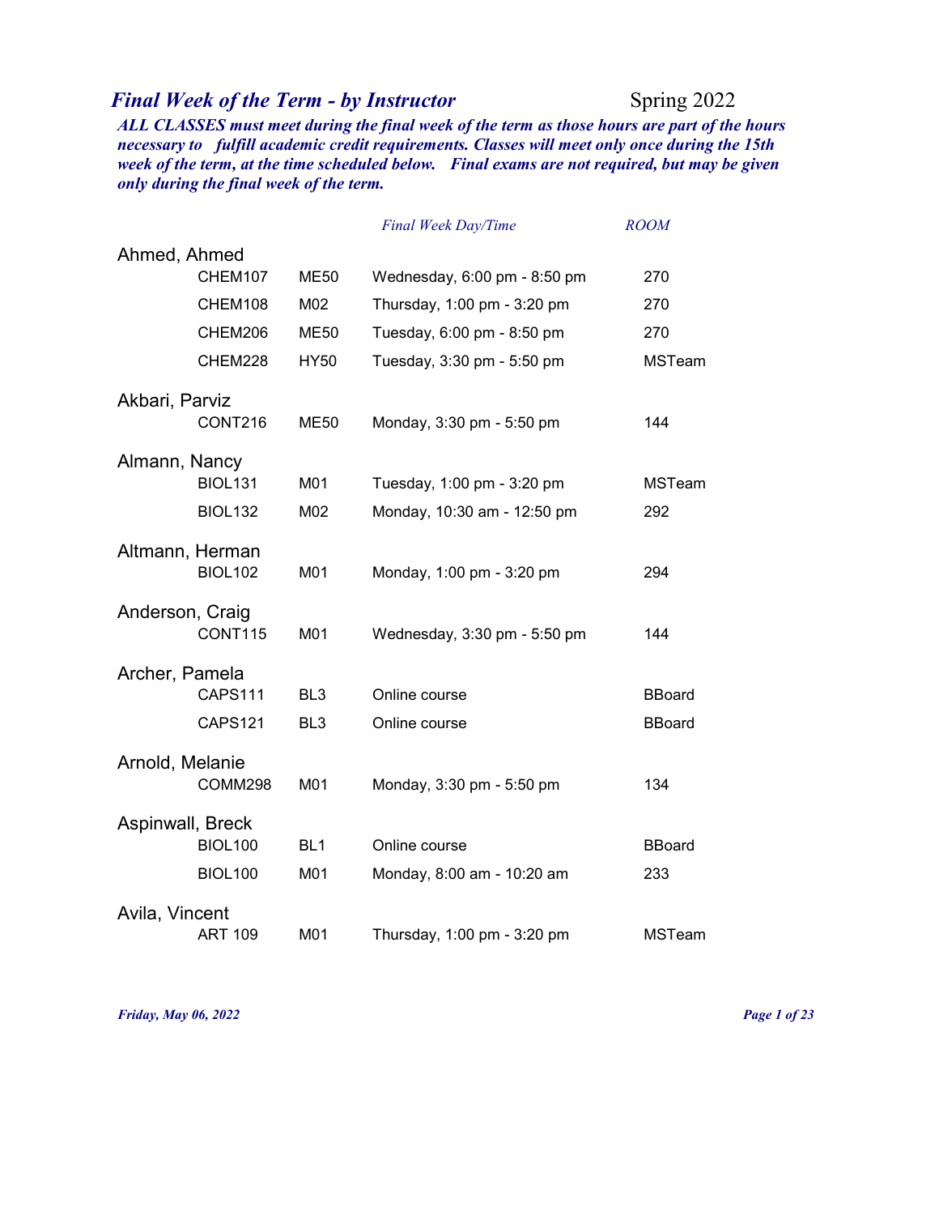# *Final Week of the Term - by Instructor*

Spring 2022

***ALL CLASSES must meet during the final week of the term as those hours are part of the hours necessary to fulfill academic credit requirements. Classes will meet only once during the 15th week of the term, at the time scheduled below. Final exams are not required, but may be given only during the final week of the term.***

| Instructor | Course | Section | *Final Week Day/Time* | *ROOM* |
|---|---|---|---|---|
| Ahmed, Ahmed | CHEM107 | ME50 | Wednesday, 6:00 pm - 8:50 pm | 270 |
| | CHEM108 | M02 | Thursday, 1:00 pm - 3:20 pm | 270 |
| | CHEM206 | ME50 | Tuesday, 6:00 pm - 8:50 pm | 270 |
| | CHEM228 | HY50 | Tuesday, 3:30 pm - 5:50 pm | MSTeam |
| Akbari, Parviz | CONT216 | ME50 | Monday, 3:30 pm - 5:50 pm | 144 |
| Almann, Nancy | BIOL131 | M01 | Tuesday, 1:00 pm - 3:20 pm | MSTeam |
| | BIOL132 | M02 | Monday, 10:30 am - 12:50 pm | 292 |
| Altmann, Herman | BIOL102 | M01 | Monday, 1:00 pm - 3:20 pm | 294 |
| Anderson, Craig | CONT115 | M01 | Wednesday, 3:30 pm - 5:50 pm | 144 |
| Archer, Pamela | CAPS111 | BL3 | Online course | BBoard |
| | CAPS121 | BL3 | Online course | BBoard |
| Arnold, Melanie | COMM298 | M01 | Monday, 3:30 pm - 5:50 pm | 134 |
| Aspinwall, Breck | BIOL100 | BL1 | Online course | BBoard |
| | BIOL100 | M01 | Monday, 8:00 am - 10:20 am | 233 |
| Avila, Vincent | ART 109 | M01 | Thursday, 1:00 pm - 3:20 pm | MSTeam |

*Friday, May 06, 2022*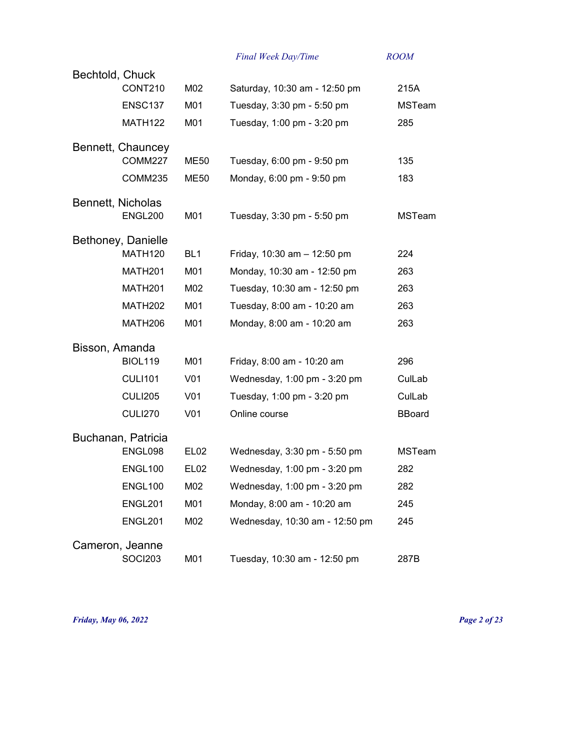| | | Final Week Day/Time | ROOM |
|---|---|---|---|
| **Bechtold, Chuck** | | | |
| CONT210 | M02 | Saturday, 10:30 am - 12:50 pm | 215A |
| ENSC137 | M01 | Tuesday, 3:30 pm - 5:50 pm | MSTeam |
| MATH122 | M01 | Tuesday, 1:00 pm - 3:20 pm | 285 |
| **Bennett, Chauncey** | | | |
| COMM227 | ME50 | Tuesday, 6:00 pm - 9:50 pm | 135 |
| COMM235 | ME50 | Monday, 6:00 pm - 9:50 pm | 183 |
| **Bennett, Nicholas** | | | |
| ENGL200 | M01 | Tuesday, 3:30 pm - 5:50 pm | MSTeam |
| **Bethoney, Danielle** | | | |
| MATH120 | BL1 | Friday, 10:30 am – 12:50 pm | 224 |
| MATH201 | M01 | Monday, 10:30 am - 12:50 pm | 263 |
| MATH201 | M02 | Tuesday, 10:30 am - 12:50 pm | 263 |
| MATH202 | M01 | Tuesday, 8:00 am - 10:20 am | 263 |
| MATH206 | M01 | Monday, 8:00 am - 10:20 am | 263 |
| **Bisson, Amanda** | | | |
| BIOL119 | M01 | Friday, 8:00 am - 10:20 am | 296 |
| CULI101 | V01 | Wednesday, 1:00 pm - 3:20 pm | CulLab |
| CULI205 | V01 | Tuesday, 1:00 pm - 3:20 pm | CulLab |
| CULI270 | V01 | Online course | BBoard |
| **Buchanan, Patricia** | | | |
| ENGL098 | EL02 | Wednesday, 3:30 pm - 5:50 pm | MSTeam |
| ENGL100 | EL02 | Wednesday, 1:00 pm - 3:20 pm | 282 |
| ENGL100 | M02 | Wednesday, 1:00 pm - 3:20 pm | 282 |
| ENGL201 | M01 | Monday, 8:00 am - 10:20 am | 245 |
| ENGL201 | M02 | Wednesday, 10:30 am - 12:50 pm | 245 |
| **Cameron, Jeanne** | | | |
| SOCI203 | M01 | Tuesday, 10:30 am - 12:50 pm | 287B |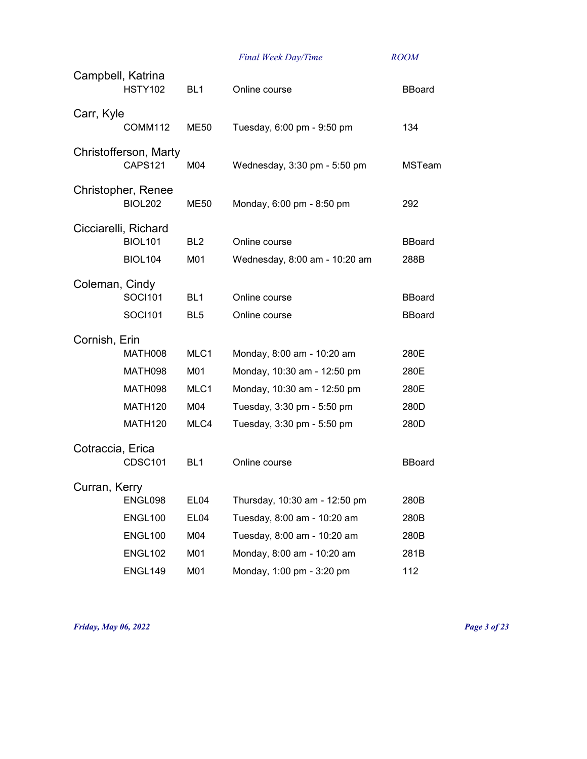| Instructor | Course | Section | Final Week Day/Time | ROOM |
|---|---|---|---|---|
| Campbell, Katrina | | | | |
| | HSTY102 | BL1 | Online course | BBoard |
| Carr, Kyle | | | | |
| | COMM112 | ME50 | Tuesday, 6:00 pm - 9:50 pm | 134 |
| Christofferson, Marty | | | | |
| | CAPS121 | M04 | Wednesday, 3:30 pm - 5:50 pm | MSTeam |
| Christopher, Renee | | | | |
| | BIOL202 | ME50 | Monday, 6:00 pm - 8:50 pm | 292 |
| Cicciarelli, Richard | | | | |
| | BIOL101 | BL2 | Online course | BBoard |
| | BIOL104 | M01 | Wednesday, 8:00 am - 10:20 am | 288B |
| Coleman, Cindy | | | | |
| | SOCI101 | BL1 | Online course | BBoard |
| | SOCI101 | BL5 | Online course | BBoard |
| Cornish, Erin | | | | |
| | MATH008 | MLC1 | Monday, 8:00 am - 10:20 am | 280E |
| | MATH098 | M01 | Monday, 10:30 am - 12:50 pm | 280E |
| | MATH098 | MLC1 | Monday, 10:30 am - 12:50 pm | 280E |
| | MATH120 | M04 | Tuesday, 3:30 pm - 5:50 pm | 280D |
| | MATH120 | MLC4 | Tuesday, 3:30 pm - 5:50 pm | 280D |
| Cotraccia, Erica | | | | |
| | CDSC101 | BL1 | Online course | BBoard |
| Curran, Kerry | | | | |
| | ENGL098 | EL04 | Thursday, 10:30 am - 12:50 pm | 280B |
| | ENGL100 | EL04 | Tuesday, 8:00 am - 10:20 am | 280B |
| | ENGL100 | M04 | Tuesday, 8:00 am - 10:20 am | 280B |
| | ENGL102 | M01 | Monday, 8:00 am - 10:20 am | 281B |
| | ENGL149 | M01 | Monday, 1:00 pm - 3:20 pm | 112 |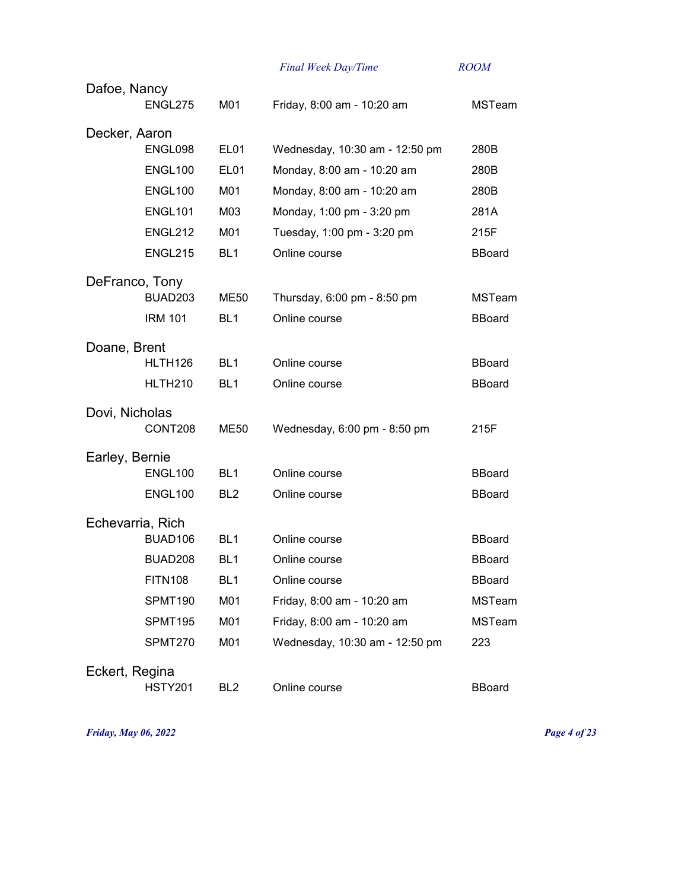| Instructor | Course | Section | Final Week Day/Time | ROOM |
| --- | --- | --- | --- | --- |
| Dafoe, Nancy | | | | |
| | ENGL275 | M01 | Friday, 8:00 am - 10:20 am | MSTeam |
| Decker, Aaron | | | | |
| | ENGL098 | EL01 | Wednesday, 10:30 am - 12:50 pm | 280B |
| | ENGL100 | EL01 | Monday, 8:00 am - 10:20 am | 280B |
| | ENGL100 | M01 | Monday, 8:00 am - 10:20 am | 280B |
| | ENGL101 | M03 | Monday, 1:00 pm - 3:20 pm | 281A |
| | ENGL212 | M01 | Tuesday, 1:00 pm - 3:20 pm | 215F |
| | ENGL215 | BL1 | Online course | BBoard |
| DeFranco, Tony | | | | |
| | BUAD203 | ME50 | Thursday, 6:00 pm - 8:50 pm | MSTeam |
| | IRM 101 | BL1 | Online course | BBoard |
| Doane, Brent | | | | |
| | HLTH126 | BL1 | Online course | BBoard |
| | HLTH210 | BL1 | Online course | BBoard |
| Dovi, Nicholas | | | | |
| | CONT208 | ME50 | Wednesday, 6:00 pm - 8:50 pm | 215F |
| Earley, Bernie | | | | |
| | ENGL100 | BL1 | Online course | BBoard |
| | ENGL100 | BL2 | Online course | BBoard |
| Echevarria, Rich | | | | |
| | BUAD106 | BL1 | Online course | BBoard |
| | BUAD208 | BL1 | Online course | BBoard |
| | FITN108 | BL1 | Online course | BBoard |
| | SPMT190 | M01 | Friday, 8:00 am - 10:20 am | MSTeam |
| | SPMT195 | M01 | Friday, 8:00 am - 10:20 am | MSTeam |
| | SPMT270 | M01 | Wednesday, 10:30 am - 12:50 pm | 223 |
| Eckert, Regina | | | | |
| | HSTY201 | BL2 | Online course | BBoard |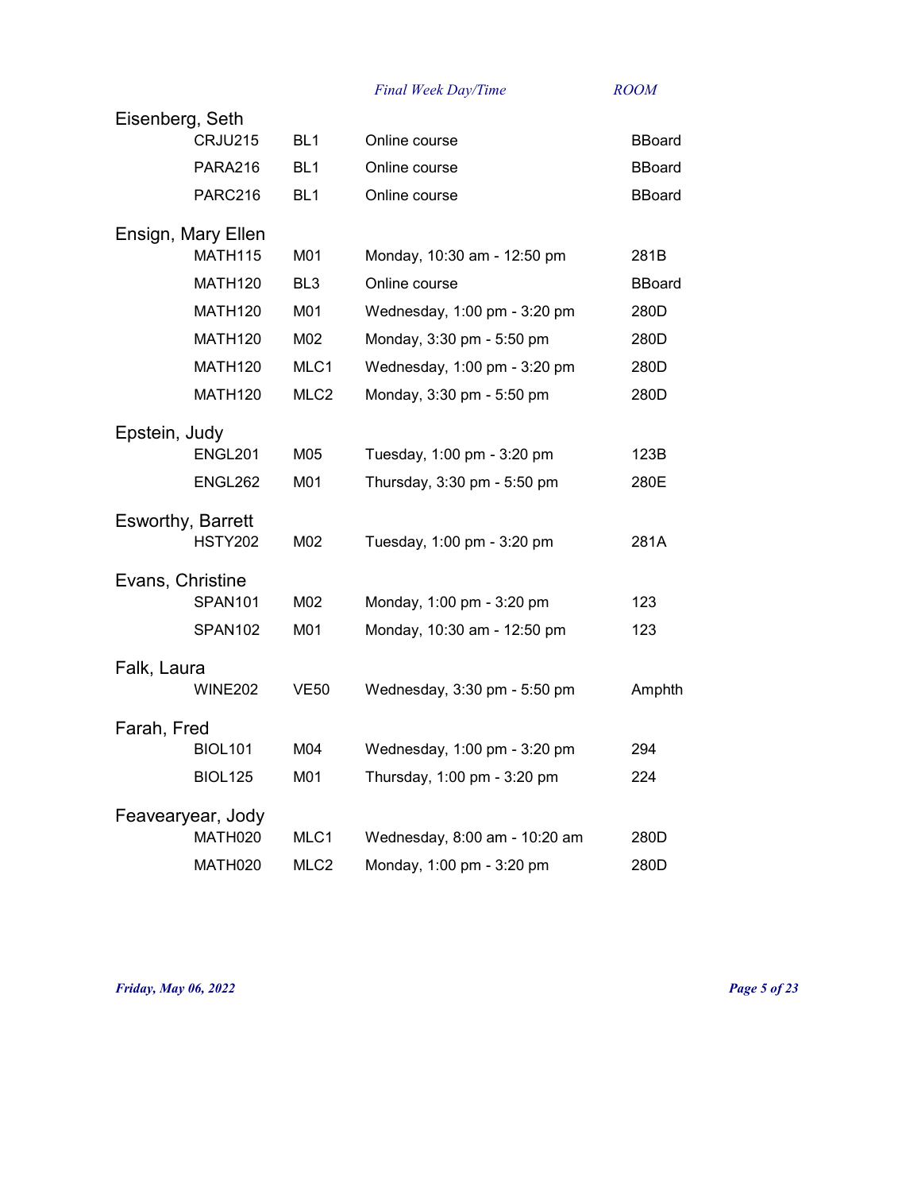| | | Final Week Day/Time | ROOM |
|---|---|---|---|
| **Eisenberg, Seth** | | | |
| CRJU215 | BL1 | Online course | BBoard |
| PARA216 | BL1 | Online course | BBoard |
| PARC216 | BL1 | Online course | BBoard |
| **Ensign, Mary Ellen** | | | |
| MATH115 | M01 | Monday, 10:30 am - 12:50 pm | 281B |
| MATH120 | BL3 | Online course | BBoard |
| MATH120 | M01 | Wednesday, 1:00 pm - 3:20 pm | 280D |
| MATH120 | M02 | Monday, 3:30 pm - 5:50 pm | 280D |
| MATH120 | MLC1 | Wednesday, 1:00 pm - 3:20 pm | 280D |
| MATH120 | MLC2 | Monday, 3:30 pm - 5:50 pm | 280D |
| **Epstein, Judy** | | | |
| ENGL201 | M05 | Tuesday, 1:00 pm - 3:20 pm | 123B |
| ENGL262 | M01 | Thursday, 3:30 pm - 5:50 pm | 280E |
| **Esworthy, Barrett** | | | |
| HSTY202 | M02 | Tuesday, 1:00 pm - 3:20 pm | 281A |
| **Evans, Christine** | | | |
| SPAN101 | M02 | Monday, 1:00 pm - 3:20 pm | 123 |
| SPAN102 | M01 | Monday, 10:30 am - 12:50 pm | 123 |
| **Falk, Laura** | | | |
| WINE202 | VE50 | Wednesday, 3:30 pm - 5:50 pm | Amphth |
| **Farah, Fred** | | | |
| BIOL101 | M04 | Wednesday, 1:00 pm - 3:20 pm | 294 |
| BIOL125 | M01 | Thursday, 1:00 pm - 3:20 pm | 224 |
| **Feavearyear, Jody** | | | |
| MATH020 | MLC1 | Wednesday, 8:00 am - 10:20 am | 280D |
| MATH020 | MLC2 | Monday, 1:00 pm - 3:20 pm | 280D |

*Friday, May 06, 2022*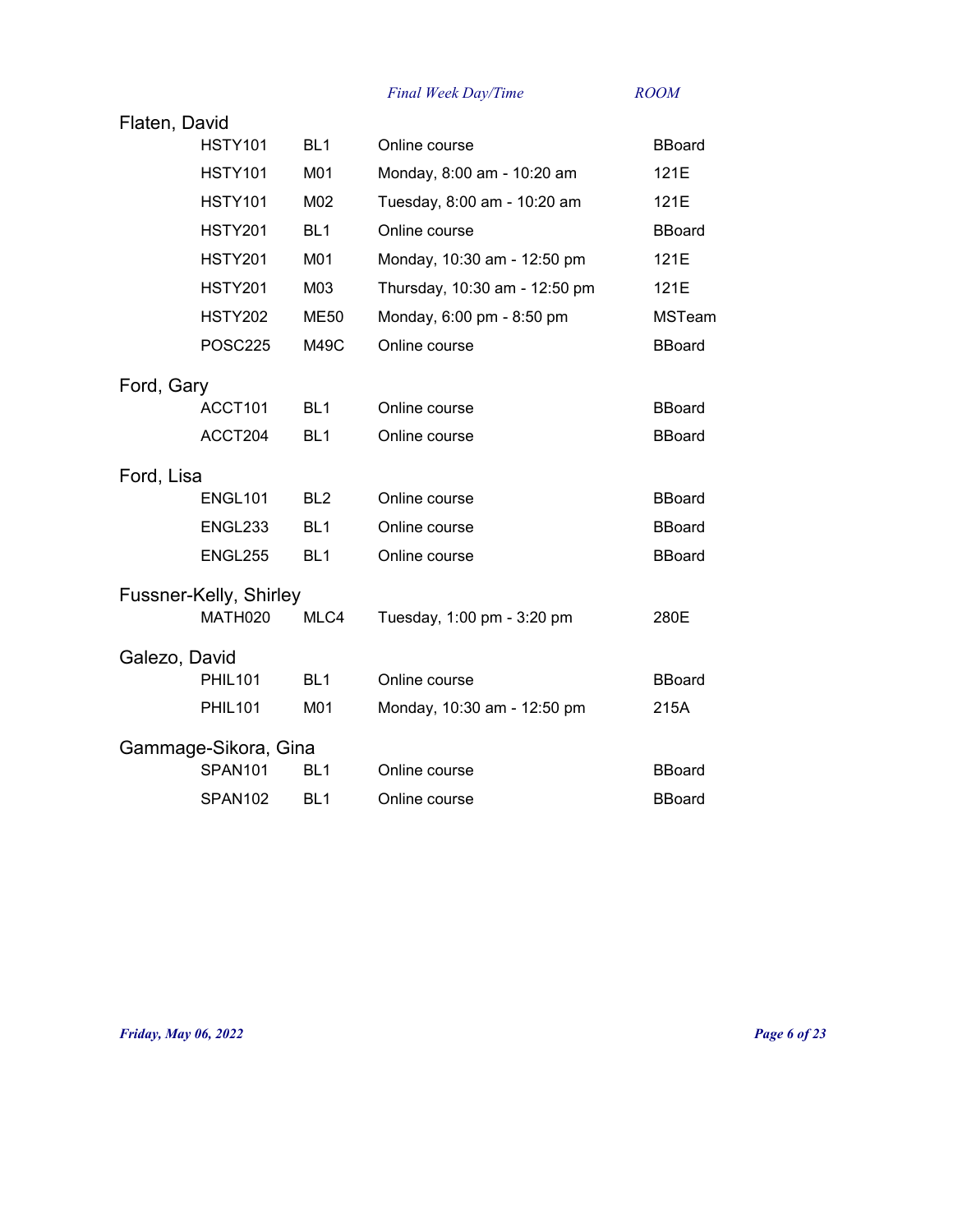| | | Final Week Day/Time | ROOM |
|---|---|---|---|
| **Flaten, David** | | | |
| HSTY101 | BL1 | Online course | BBoard |
| HSTY101 | M01 | Monday, 8:00 am - 10:20 am | 121E |
| HSTY101 | M02 | Tuesday, 8:00 am - 10:20 am | 121E |
| HSTY201 | BL1 | Online course | BBoard |
| HSTY201 | M01 | Monday, 10:30 am - 12:50 pm | 121E |
| HSTY201 | M03 | Thursday, 10:30 am - 12:50 pm | 121E |
| HSTY202 | ME50 | Monday, 6:00 pm - 8:50 pm | MSTeam |
| POSC225 | M49C | Online course | BBoard |
| **Ford, Gary** | | | |
| ACCT101 | BL1 | Online course | BBoard |
| ACCT204 | BL1 | Online course | BBoard |
| **Ford, Lisa** | | | |
| ENGL101 | BL2 | Online course | BBoard |
| ENGL233 | BL1 | Online course | BBoard |
| ENGL255 | BL1 | Online course | BBoard |
| **Fussner-Kelly, Shirley** | | | |
| MATH020 | MLC4 | Tuesday, 1:00 pm - 3:20 pm | 280E |
| **Galezo, David** | | | |
| PHIL101 | BL1 | Online course | BBoard |
| PHIL101 | M01 | Monday, 10:30 am - 12:50 pm | 215A |
| **Gammage-Sikora, Gina** | | | |
| SPAN101 | BL1 | Online course | BBoard |
| SPAN102 | BL1 | Online course | BBoard |

*Friday, May 06, 2022*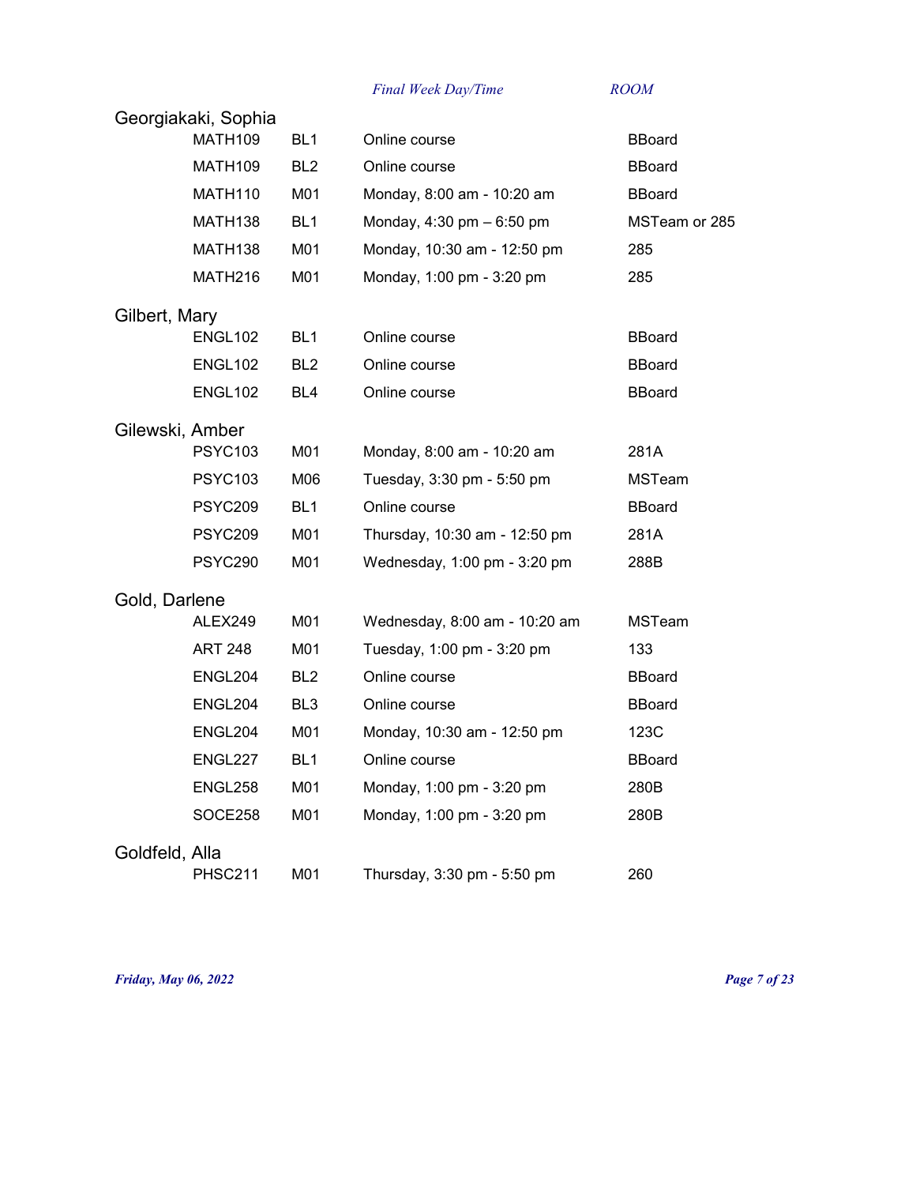| | | Final Week Day/Time | ROOM |
|---|---|---|---|
| **Georgiakaki, Sophia** | | | |
| MATH109 | BL1 | Online course | BBoard |
| MATH109 | BL2 | Online course | BBoard |
| MATH110 | M01 | Monday, 8:00 am - 10:20 am | BBoard |
| MATH138 | BL1 | Monday, 4:30 pm – 6:50 pm | MSTeam or 285 |
| MATH138 | M01 | Monday, 10:30 am - 12:50 pm | 285 |
| MATH216 | M01 | Monday, 1:00 pm - 3:20 pm | 285 |
| **Gilbert, Mary** | | | |
| ENGL102 | BL1 | Online course | BBoard |
| ENGL102 | BL2 | Online course | BBoard |
| ENGL102 | BL4 | Online course | BBoard |
| **Gilewski, Amber** | | | |
| PSYC103 | M01 | Monday, 8:00 am - 10:20 am | 281A |
| PSYC103 | M06 | Tuesday, 3:30 pm - 5:50 pm | MSTeam |
| PSYC209 | BL1 | Online course | BBoard |
| PSYC209 | M01 | Thursday, 10:30 am - 12:50 pm | 281A |
| PSYC290 | M01 | Wednesday, 1:00 pm - 3:20 pm | 288B |
| **Gold, Darlene** | | | |
| ALEX249 | M01 | Wednesday, 8:00 am - 10:20 am | MSTeam |
| ART 248 | M01 | Tuesday, 1:00 pm - 3:20 pm | 133 |
| ENGL204 | BL2 | Online course | BBoard |
| ENGL204 | BL3 | Online course | BBoard |
| ENGL204 | M01 | Monday, 10:30 am - 12:50 pm | 123C |
| ENGL227 | BL1 | Online course | BBoard |
| ENGL258 | M01 | Monday, 1:00 pm - 3:20 pm | 280B |
| SOCE258 | M01 | Monday, 1:00 pm - 3:20 pm | 280B |
| **Goldfeld, Alla** | | | |
| PHSC211 | M01 | Thursday, 3:30 pm - 5:50 pm | 260 |

*Friday, May 06, 2022*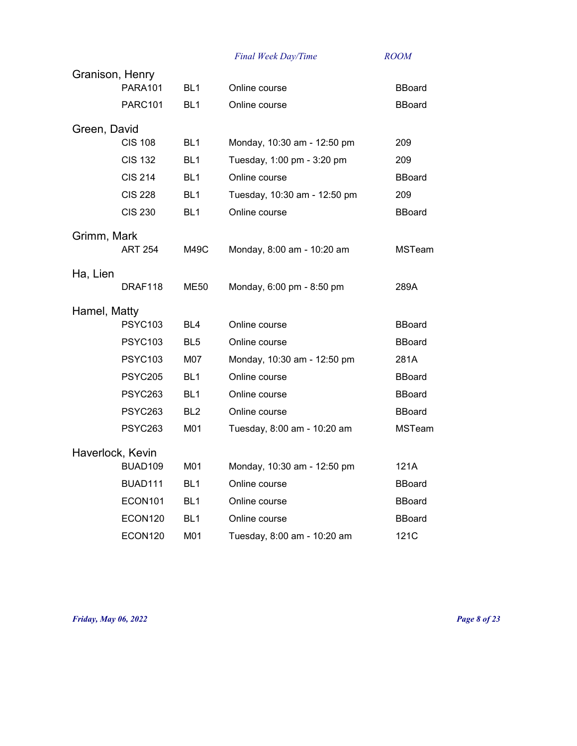| | | Final Week Day/Time | ROOM |
|---|---|---|---|
| **Granison, Henry** | | | |
| PARA101 | BL1 | Online course | BBoard |
| PARC101 | BL1 | Online course | BBoard |
| **Green, David** | | | |
| CIS 108 | BL1 | Monday, 10:30 am - 12:50 pm | 209 |
| CIS 132 | BL1 | Tuesday, 1:00 pm - 3:20 pm | 209 |
| CIS 214 | BL1 | Online course | BBoard |
| CIS 228 | BL1 | Tuesday, 10:30 am - 12:50 pm | 209 |
| CIS 230 | BL1 | Online course | BBoard |
| **Grimm, Mark** | | | |
| ART 254 | M49C | Monday, 8:00 am - 10:20 am | MSTeam |
| **Ha, Lien** | | | |
| DRAF118 | ME50 | Monday, 6:00 pm - 8:50 pm | 289A |
| **Hamel, Matty** | | | |
| PSYC103 | BL4 | Online course | BBoard |
| PSYC103 | BL5 | Online course | BBoard |
| PSYC103 | M07 | Monday, 10:30 am - 12:50 pm | 281A |
| PSYC205 | BL1 | Online course | BBoard |
| PSYC263 | BL1 | Online course | BBoard |
| PSYC263 | BL2 | Online course | BBoard |
| PSYC263 | M01 | Tuesday, 8:00 am - 10:20 am | MSTeam |
| **Haverlock, Kevin** | | | |
| BUAD109 | M01 | Monday, 10:30 am - 12:50 pm | 121A |
| BUAD111 | BL1 | Online course | BBoard |
| ECON101 | BL1 | Online course | BBoard |
| ECON120 | BL1 | Online course | BBoard |
| ECON120 | M01 | Tuesday, 8:00 am - 10:20 am | 121C |

*Friday, May 06, 2022*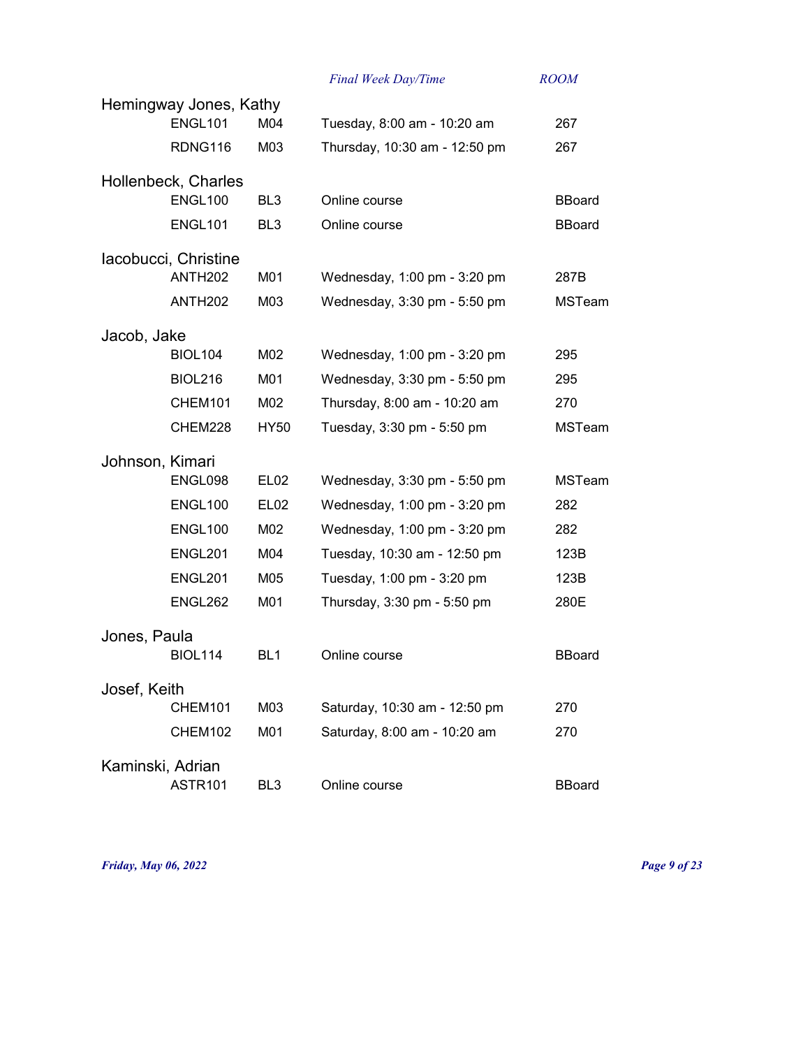| Instructor | Course | Section | Final Week Day/Time | ROOM |
| --- | --- | --- | --- | --- |
| Hemingway Jones, Kathy | | | | |
| | ENGL101 | M04 | Tuesday, 8:00 am - 10:20 am | 267 |
| | RDNG116 | M03 | Thursday, 10:30 am - 12:50 pm | 267 |
| Hollenbeck, Charles | | | | |
| | ENGL100 | BL3 | Online course | BBoard |
| | ENGL101 | BL3 | Online course | BBoard |
| Iacobucci, Christine | | | | |
| | ANTH202 | M01 | Wednesday, 1:00 pm - 3:20 pm | 287B |
| | ANTH202 | M03 | Wednesday, 3:30 pm - 5:50 pm | MSTeam |
| Jacob, Jake | | | | |
| | BIOL104 | M02 | Wednesday, 1:00 pm - 3:20 pm | 295 |
| | BIOL216 | M01 | Wednesday, 3:30 pm - 5:50 pm | 295 |
| | CHEM101 | M02 | Thursday, 8:00 am - 10:20 am | 270 |
| | CHEM228 | HY50 | Tuesday, 3:30 pm - 5:50 pm | MSTeam |
| Johnson, Kimari | | | | |
| | ENGL098 | EL02 | Wednesday, 3:30 pm - 5:50 pm | MSTeam |
| | ENGL100 | EL02 | Wednesday, 1:00 pm - 3:20 pm | 282 |
| | ENGL100 | M02 | Wednesday, 1:00 pm - 3:20 pm | 282 |
| | ENGL201 | M04 | Tuesday, 10:30 am - 12:50 pm | 123B |
| | ENGL201 | M05 | Tuesday, 1:00 pm - 3:20 pm | 123B |
| | ENGL262 | M01 | Thursday, 3:30 pm - 5:50 pm | 280E |
| Jones, Paula | | | | |
| | BIOL114 | BL1 | Online course | BBoard |
| Josef, Keith | | | | |
| | CHEM101 | M03 | Saturday, 10:30 am - 12:50 pm | 270 |
| | CHEM102 | M01 | Saturday, 8:00 am - 10:20 am | 270 |
| Kaminski, Adrian | | | | |
| | ASTR101 | BL3 | Online course | BBoard |

*Friday, May 06, 2022*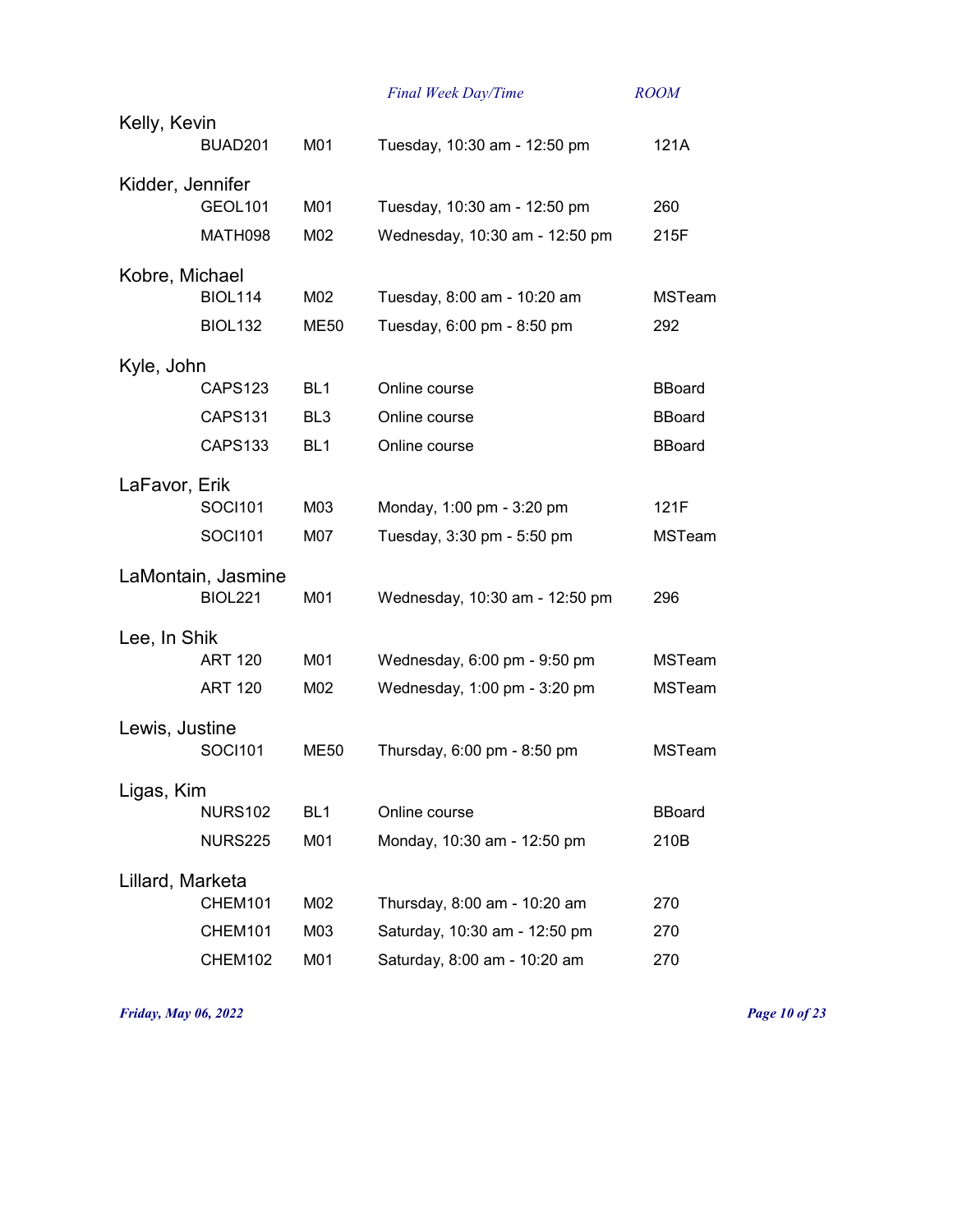| Instructor | Course | Section | Final Week Day/Time | ROOM |
|---|---|---|---|---|
| Kelly, Kevin | | | | |
| | BUAD201 | M01 | Tuesday, 10:30 am - 12:50 pm | 121A |
| Kidder, Jennifer | | | | |
| | GEOL101 | M01 | Tuesday, 10:30 am - 12:50 pm | 260 |
| | MATH098 | M02 | Wednesday, 10:30 am - 12:50 pm | 215F |
| Kobre, Michael | | | | |
| | BIOL114 | M02 | Tuesday, 8:00 am - 10:20 am | MSTeam |
| | BIOL132 | ME50 | Tuesday, 6:00 pm - 8:50 pm | 292 |
| Kyle, John | | | | |
| | CAPS123 | BL1 | Online course | BBoard |
| | CAPS131 | BL3 | Online course | BBoard |
| | CAPS133 | BL1 | Online course | BBoard |
| LaFavor, Erik | | | | |
| | SOCI101 | M03 | Monday, 1:00 pm - 3:20 pm | 121F |
| | SOCI101 | M07 | Tuesday, 3:30 pm - 5:50 pm | MSTeam |
| LaMontain, Jasmine | | | | |
| | BIOL221 | M01 | Wednesday, 10:30 am - 12:50 pm | 296 |
| Lee, In Shik | | | | |
| | ART 120 | M01 | Wednesday, 6:00 pm - 9:50 pm | MSTeam |
| | ART 120 | M02 | Wednesday, 1:00 pm - 3:20 pm | MSTeam |
| Lewis, Justine | | | | |
| | SOCI101 | ME50 | Thursday, 6:00 pm - 8:50 pm | MSTeam |
| Ligas, Kim | | | | |
| | NURS102 | BL1 | Online course | BBoard |
| | NURS225 | M01 | Monday, 10:30 am - 12:50 pm | 210B |
| Lillard, Marketa | | | | |
| | CHEM101 | M02 | Thursday, 8:00 am - 10:20 am | 270 |
| | CHEM101 | M03 | Saturday, 10:30 am - 12:50 pm | 270 |
| | CHEM102 | M01 | Saturday, 8:00 am - 10:20 am | 270 |

*Friday, May 06, 2022*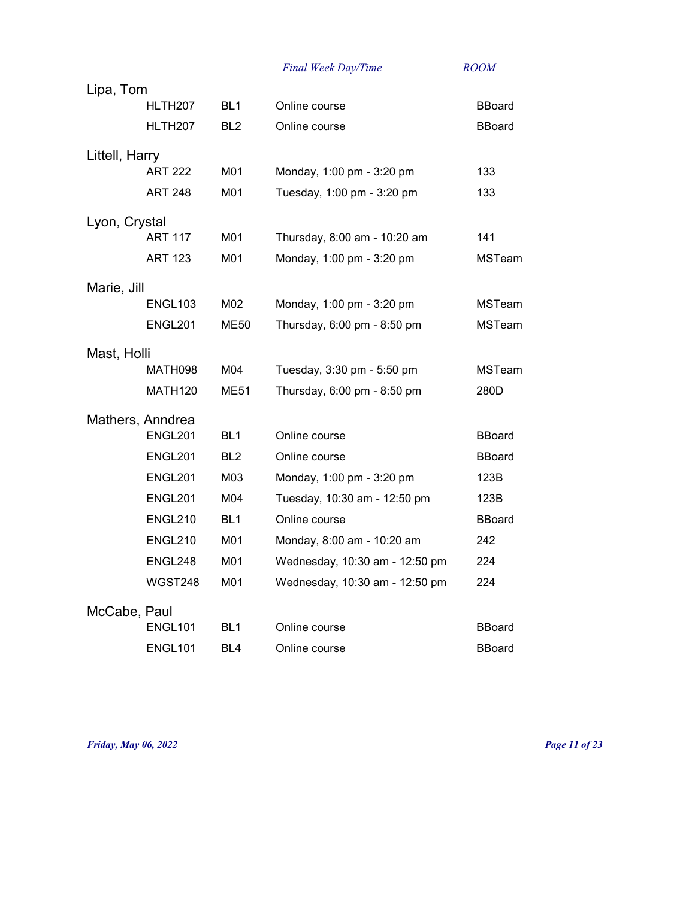| Instructor | Course | Section | Final Week Day/Time | ROOM |
|---|---|---|---|---|
| Lipa, Tom | | | | |
| | HLTH207 | BL1 | Online course | BBoard |
| | HLTH207 | BL2 | Online course | BBoard |
| Littell, Harry | | | | |
| | ART 222 | M01 | Monday, 1:00 pm - 3:20 pm | 133 |
| | ART 248 | M01 | Tuesday, 1:00 pm - 3:20 pm | 133 |
| Lyon, Crystal | | | | |
| | ART 117 | M01 | Thursday, 8:00 am - 10:20 am | 141 |
| | ART 123 | M01 | Monday, 1:00 pm - 3:20 pm | MSTeam |
| Marie, Jill | | | | |
| | ENGL103 | M02 | Monday, 1:00 pm - 3:20 pm | MSTeam |
| | ENGL201 | ME50 | Thursday, 6:00 pm - 8:50 pm | MSTeam |
| Mast, Holli | | | | |
| | MATH098 | M04 | Tuesday, 3:30 pm - 5:50 pm | MSTeam |
| | MATH120 | ME51 | Thursday, 6:00 pm - 8:50 pm | 280D |
| Mathers, Anndrea | | | | |
| | ENGL201 | BL1 | Online course | BBoard |
| | ENGL201 | BL2 | Online course | BBoard |
| | ENGL201 | M03 | Monday, 1:00 pm - 3:20 pm | 123B |
| | ENGL201 | M04 | Tuesday, 10:30 am - 12:50 pm | 123B |
| | ENGL210 | BL1 | Online course | BBoard |
| | ENGL210 | M01 | Monday, 8:00 am - 10:20 am | 242 |
| | ENGL248 | M01 | Wednesday, 10:30 am - 12:50 pm | 224 |
| | WGST248 | M01 | Wednesday, 10:30 am - 12:50 pm | 224 |
| McCabe, Paul | | | | |
| | ENGL101 | BL1 | Online course | BBoard |
| | ENGL101 | BL4 | Online course | BBoard |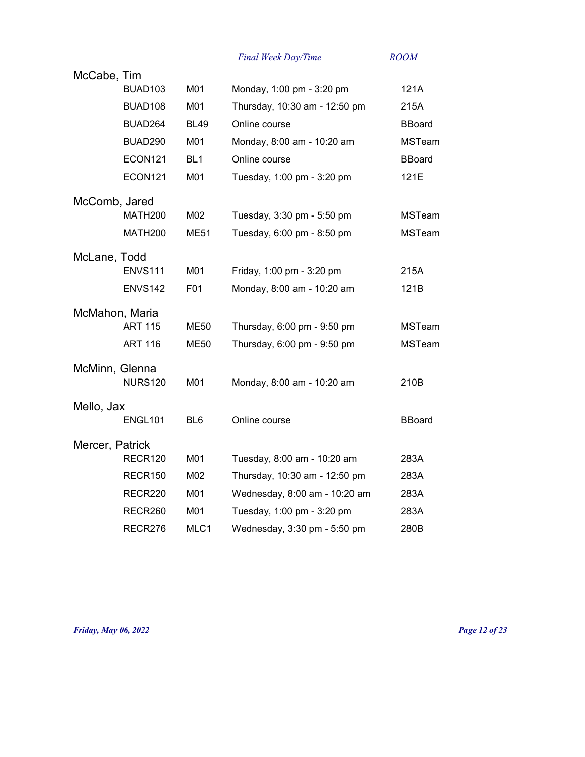| | | | Final Week Day/Time | ROOM |
|---|---|---|---|---|
| McCabe, Tim | | | | |
| | BUAD103 | M01 | Monday, 1:00 pm - 3:20 pm | 121A |
| | BUAD108 | M01 | Thursday, 10:30 am - 12:50 pm | 215A |
| | BUAD264 | BL49 | Online course | BBoard |
| | BUAD290 | M01 | Monday, 8:00 am - 10:20 am | MSTeam |
| | ECON121 | BL1 | Online course | BBoard |
| | ECON121 | M01 | Tuesday, 1:00 pm - 3:20 pm | 121E |
| McComb, Jared | | | | |
| | MATH200 | M02 | Tuesday, 3:30 pm - 5:50 pm | MSTeam |
| | MATH200 | ME51 | Tuesday, 6:00 pm - 8:50 pm | MSTeam |
| McLane, Todd | | | | |
| | ENVS111 | M01 | Friday, 1:00 pm - 3:20 pm | 215A |
| | ENVS142 | F01 | Monday, 8:00 am - 10:20 am | 121B |
| McMahon, Maria | | | | |
| | ART 115 | ME50 | Thursday, 6:00 pm - 9:50 pm | MSTeam |
| | ART 116 | ME50 | Thursday, 6:00 pm - 9:50 pm | MSTeam |
| McMinn, Glenna | | | | |
| | NURS120 | M01 | Monday, 8:00 am - 10:20 am | 210B |
| Mello, Jax | | | | |
| | ENGL101 | BL6 | Online course | BBoard |
| Mercer, Patrick | | | | |
| | RECR120 | M01 | Tuesday, 8:00 am - 10:20 am | 283A |
| | RECR150 | M02 | Thursday, 10:30 am - 12:50 pm | 283A |
| | RECR220 | M01 | Wednesday, 8:00 am - 10:20 am | 283A |
| | RECR260 | M01 | Tuesday, 1:00 pm - 3:20 pm | 283A |
| | RECR276 | MLC1 | Wednesday, 3:30 pm - 5:50 pm | 280B |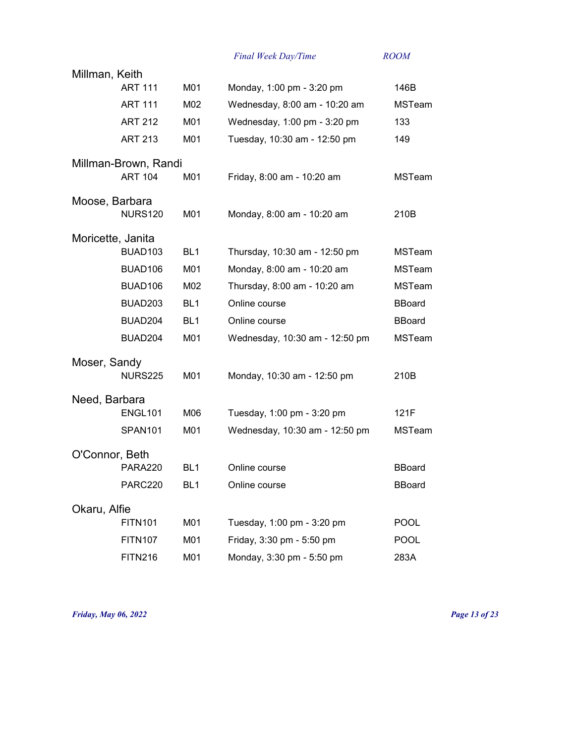| | | Final Week Day/Time | ROOM |
|---|---|---|---|
| **Millman, Keith** | | | |
| ART 111 | M01 | Monday, 1:00 pm - 3:20 pm | 146B |
| ART 111 | M02 | Wednesday, 8:00 am - 10:20 am | MSTeam |
| ART 212 | M01 | Wednesday, 1:00 pm - 3:20 pm | 133 |
| ART 213 | M01 | Tuesday, 10:30 am - 12:50 pm | 149 |
| **Millman-Brown, Randi** | | | |
| ART 104 | M01 | Friday, 8:00 am - 10:20 am | MSTeam |
| **Moose, Barbara** | | | |
| NURS120 | M01 | Monday, 8:00 am - 10:20 am | 210B |
| **Moricette, Janita** | | | |
| BUAD103 | BL1 | Thursday, 10:30 am - 12:50 pm | MSTeam |
| BUAD106 | M01 | Monday, 8:00 am - 10:20 am | MSTeam |
| BUAD106 | M02 | Thursday, 8:00 am - 10:20 am | MSTeam |
| BUAD203 | BL1 | Online course | BBoard |
| BUAD204 | BL1 | Online course | BBoard |
| BUAD204 | M01 | Wednesday, 10:30 am - 12:50 pm | MSTeam |
| **Moser, Sandy** | | | |
| NURS225 | M01 | Monday, 10:30 am - 12:50 pm | 210B |
| **Need, Barbara** | | | |
| ENGL101 | M06 | Tuesday, 1:00 pm - 3:20 pm | 121F |
| SPAN101 | M01 | Wednesday, 10:30 am - 12:50 pm | MSTeam |
| **O'Connor, Beth** | | | |
| PARA220 | BL1 | Online course | BBoard |
| PARC220 | BL1 | Online course | BBoard |
| **Okaru, Alfie** | | | |
| FITN101 | M01 | Tuesday, 1:00 pm - 3:20 pm | POOL |
| FITN107 | M01 | Friday, 3:30 pm - 5:50 pm | POOL |
| FITN216 | M01 | Monday, 3:30 pm - 5:50 pm | 283A |

*Friday, May 06, 2022*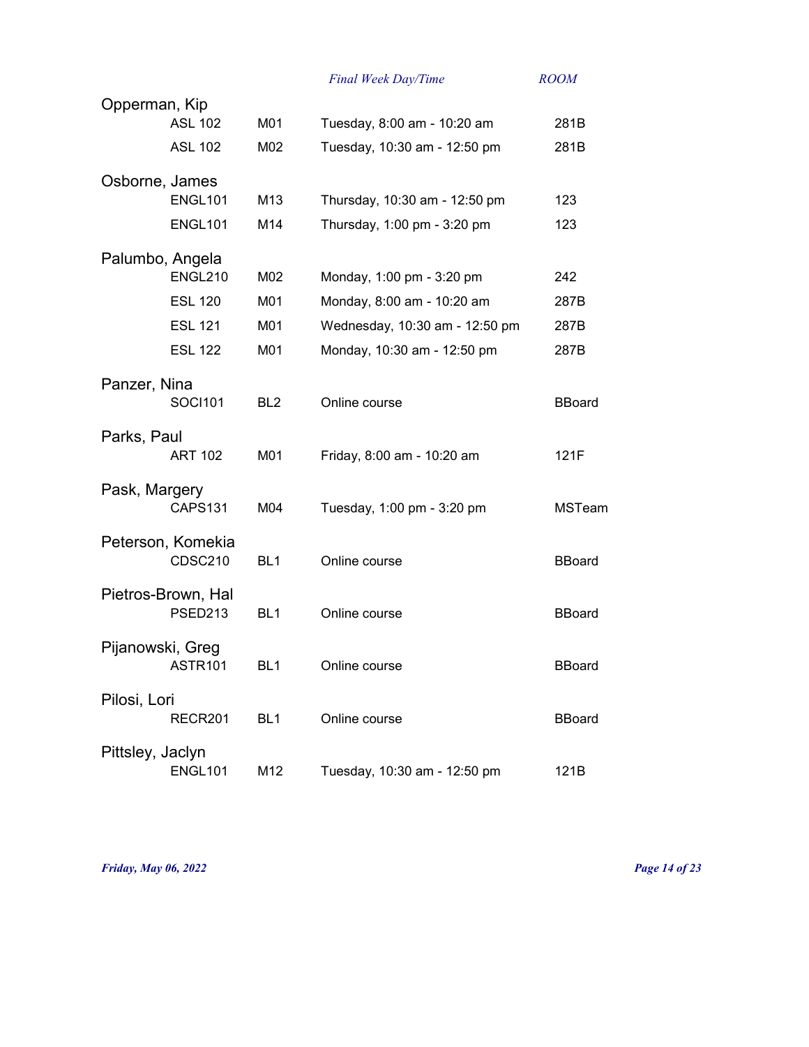| Instructor | Course | Section | Final Week Day/Time | ROOM |
|---|---|---|---|---|
| Opperman, Kip | | | | |
| | ASL 102 | M01 | Tuesday, 8:00 am - 10:20 am | 281B |
| | ASL 102 | M02 | Tuesday, 10:30 am - 12:50 pm | 281B |
| Osborne, James | | | | |
| | ENGL101 | M13 | Thursday, 10:30 am - 12:50 pm | 123 |
| | ENGL101 | M14 | Thursday, 1:00 pm - 3:20 pm | 123 |
| Palumbo, Angela | | | | |
| | ENGL210 | M02 | Monday, 1:00 pm - 3:20 pm | 242 |
| | ESL 120 | M01 | Monday, 8:00 am - 10:20 am | 287B |
| | ESL 121 | M01 | Wednesday, 10:30 am - 12:50 pm | 287B |
| | ESL 122 | M01 | Monday, 10:30 am - 12:50 pm | 287B |
| Panzer, Nina | | | | |
| | SOCI101 | BL2 | Online course | BBoard |
| Parks, Paul | | | | |
| | ART 102 | M01 | Friday, 8:00 am - 10:20 am | 121F |
| Pask, Margery | | | | |
| | CAPS131 | M04 | Tuesday, 1:00 pm - 3:20 pm | MSTeam |
| Peterson, Komekia | | | | |
| | CDSC210 | BL1 | Online course | BBoard |
| Pietros-Brown, Hal | | | | |
| | PSED213 | BL1 | Online course | BBoard |
| Pijanowski, Greg | | | | |
| | ASTR101 | BL1 | Online course | BBoard |
| Pilosi, Lori | | | | |
| | RECR201 | BL1 | Online course | BBoard |
| Pittsley, Jaclyn | | | | |
| | ENGL101 | M12 | Tuesday, 10:30 am - 12:50 pm | 121B |

*Friday, May 06, 2022*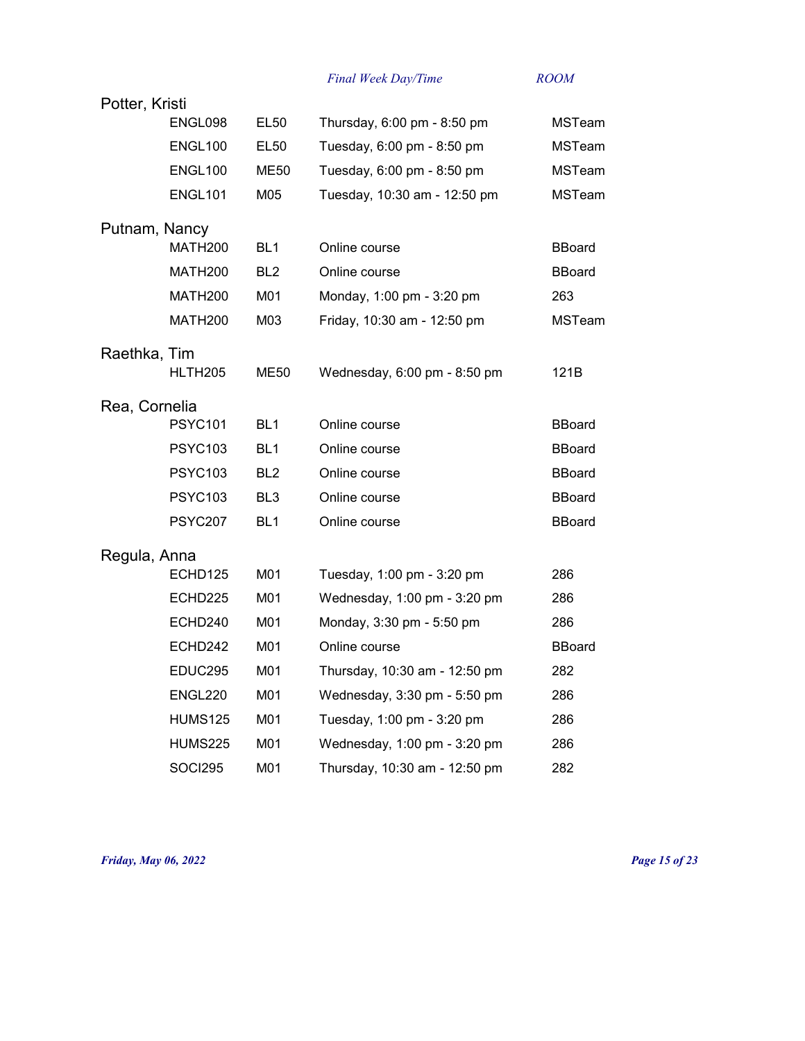| | | | Final Week Day/Time | ROOM |
|---|---|---|---|---|
| Potter, Kristi | | | | |
| | ENGL098 | EL50 | Thursday, 6:00 pm - 8:50 pm | MSTeam |
| | ENGL100 | EL50 | Tuesday, 6:00 pm - 8:50 pm | MSTeam |
| | ENGL100 | ME50 | Tuesday, 6:00 pm - 8:50 pm | MSTeam |
| | ENGL101 | M05 | Tuesday, 10:30 am - 12:50 pm | MSTeam |
| Putnam, Nancy | | | | |
| | MATH200 | BL1 | Online course | BBoard |
| | MATH200 | BL2 | Online course | BBoard |
| | MATH200 | M01 | Monday, 1:00 pm - 3:20 pm | 263 |
| | MATH200 | M03 | Friday, 10:30 am - 12:50 pm | MSTeam |
| Raethka, Tim | | | | |
| | HLTH205 | ME50 | Wednesday, 6:00 pm - 8:50 pm | 121B |
| Rea, Cornelia | | | | |
| | PSYC101 | BL1 | Online course | BBoard |
| | PSYC103 | BL1 | Online course | BBoard |
| | PSYC103 | BL2 | Online course | BBoard |
| | PSYC103 | BL3 | Online course | BBoard |
| | PSYC207 | BL1 | Online course | BBoard |
| Regula, Anna | | | | |
| | ECHD125 | M01 | Tuesday, 1:00 pm - 3:20 pm | 286 |
| | ECHD225 | M01 | Wednesday, 1:00 pm - 3:20 pm | 286 |
| | ECHD240 | M01 | Monday, 3:30 pm - 5:50 pm | 286 |
| | ECHD242 | M01 | Online course | BBoard |
| | EDUC295 | M01 | Thursday, 10:30 am - 12:50 pm | 282 |
| | ENGL220 | M01 | Wednesday, 3:30 pm - 5:50 pm | 286 |
| | HUMS125 | M01 | Tuesday, 1:00 pm - 3:20 pm | 286 |
| | HUMS225 | M01 | Wednesday, 1:00 pm - 3:20 pm | 286 |
| | SOCI295 | M01 | Thursday, 10:30 am - 12:50 pm | 282 |

*Friday, May 06, 2022*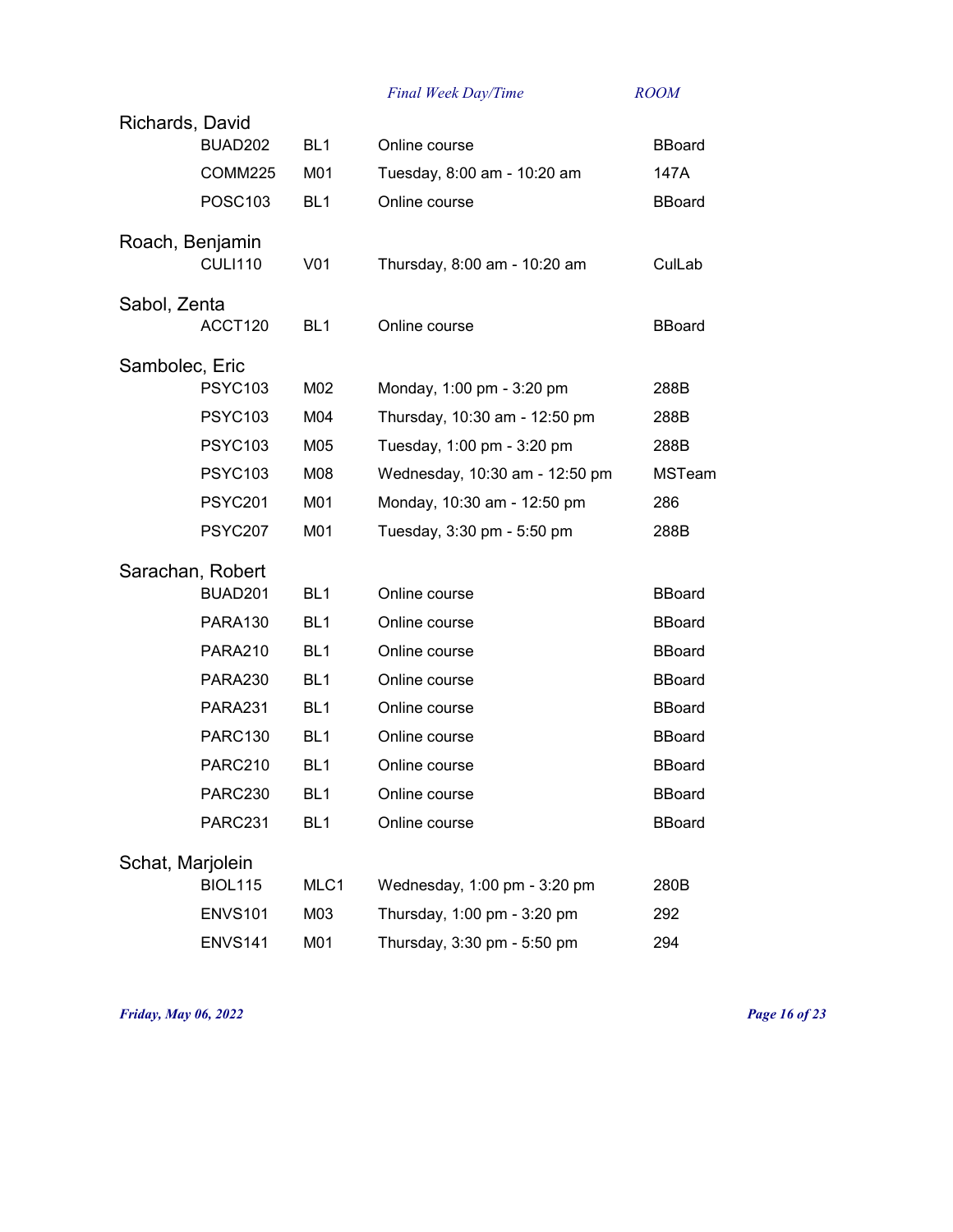| | | Final Week Day/Time | ROOM |
|---|---|---|---|
| **Richards, David** | | | |
| BUAD202 | BL1 | Online course | BBoard |
| COMM225 | M01 | Tuesday, 8:00 am - 10:20 am | 147A |
| POSC103 | BL1 | Online course | BBoard |
| **Roach, Benjamin** | | | |
| CULI110 | V01 | Thursday, 8:00 am - 10:20 am | CulLab |
| **Sabol, Zenta** | | | |
| ACCT120 | BL1 | Online course | BBoard |
| **Sambolec, Eric** | | | |
| PSYC103 | M02 | Monday, 1:00 pm - 3:20 pm | 288B |
| PSYC103 | M04 | Thursday, 10:30 am - 12:50 pm | 288B |
| PSYC103 | M05 | Tuesday, 1:00 pm - 3:20 pm | 288B |
| PSYC103 | M08 | Wednesday, 10:30 am - 12:50 pm | MSTeam |
| PSYC201 | M01 | Monday, 10:30 am - 12:50 pm | 286 |
| PSYC207 | M01 | Tuesday, 3:30 pm - 5:50 pm | 288B |
| **Sarachan, Robert** | | | |
| BUAD201 | BL1 | Online course | BBoard |
| PARA130 | BL1 | Online course | BBoard |
| PARA210 | BL1 | Online course | BBoard |
| PARA230 | BL1 | Online course | BBoard |
| PARA231 | BL1 | Online course | BBoard |
| PARC130 | BL1 | Online course | BBoard |
| PARC210 | BL1 | Online course | BBoard |
| PARC230 | BL1 | Online course | BBoard |
| PARC231 | BL1 | Online course | BBoard |
| **Schat, Marjolein** | | | |
| BIOL115 | MLC1 | Wednesday, 1:00 pm - 3:20 pm | 280B |
| ENVS101 | M03 | Thursday, 1:00 pm - 3:20 pm | 292 |
| ENVS141 | M01 | Thursday, 3:30 pm - 5:50 pm | 294 |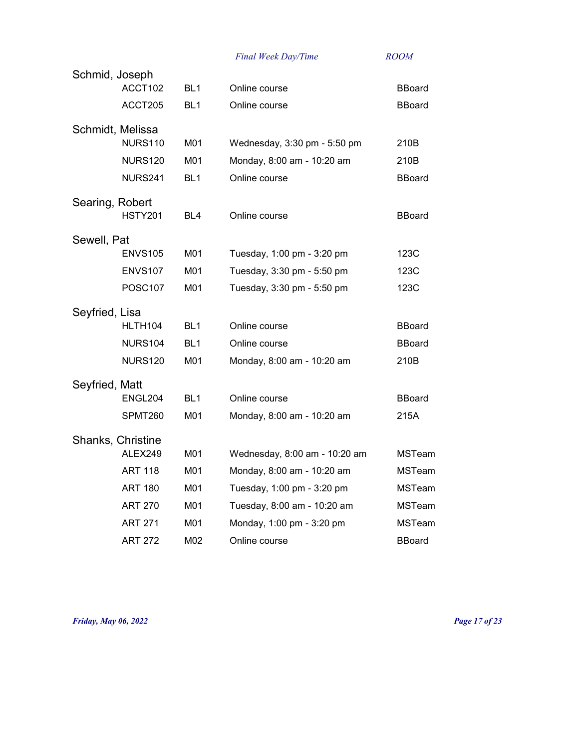| | | Final Week Day/Time | ROOM |
|---|---|---|---|
| **Schmid, Joseph** | | | |
| ACCT102 | BL1 | Online course | BBoard |
| ACCT205 | BL1 | Online course | BBoard |
| **Schmidt, Melissa** | | | |
| NURS110 | M01 | Wednesday, 3:30 pm - 5:50 pm | 210B |
| NURS120 | M01 | Monday, 8:00 am - 10:20 am | 210B |
| NURS241 | BL1 | Online course | BBoard |
| **Searing, Robert** | | | |
| HSTY201 | BL4 | Online course | BBoard |
| **Sewell, Pat** | | | |
| ENVS105 | M01 | Tuesday, 1:00 pm - 3:20 pm | 123C |
| ENVS107 | M01 | Tuesday, 3:30 pm - 5:50 pm | 123C |
| POSC107 | M01 | Tuesday, 3:30 pm - 5:50 pm | 123C |
| **Seyfried, Lisa** | | | |
| HLTH104 | BL1 | Online course | BBoard |
| NURS104 | BL1 | Online course | BBoard |
| NURS120 | M01 | Monday, 8:00 am - 10:20 am | 210B |
| **Seyfried, Matt** | | | |
| ENGL204 | BL1 | Online course | BBoard |
| SPMT260 | M01 | Monday, 8:00 am - 10:20 am | 215A |
| **Shanks, Christine** | | | |
| ALEX249 | M01 | Wednesday, 8:00 am - 10:20 am | MSTeam |
| ART 118 | M01 | Monday, 8:00 am - 10:20 am | MSTeam |
| ART 180 | M01 | Tuesday, 1:00 pm - 3:20 pm | MSTeam |
| ART 270 | M01 | Tuesday, 8:00 am - 10:20 am | MSTeam |
| ART 271 | M01 | Monday, 1:00 pm - 3:20 pm | MSTeam |
| ART 272 | M02 | Online course | BBoard |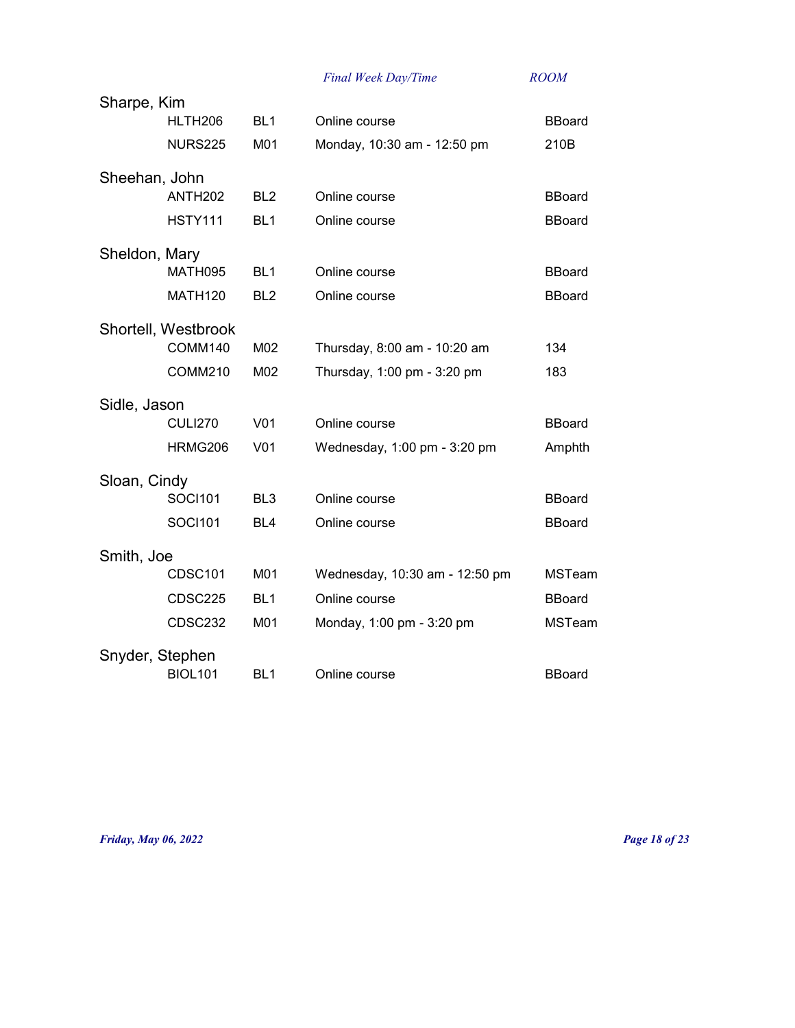| | | | Final Week Day/Time | ROOM |
|---|---|---|---|---|
| Sharpe, Kim | | | | |
| | HLTH206 | BL1 | Online course | BBoard |
| | NURS225 | M01 | Monday, 10:30 am - 12:50 pm | 210B |
| Sheehan, John | | | | |
| | ANTH202 | BL2 | Online course | BBoard |
| | HSTY111 | BL1 | Online course | BBoard |
| Sheldon, Mary | | | | |
| | MATH095 | BL1 | Online course | BBoard |
| | MATH120 | BL2 | Online course | BBoard |
| Shortell, Westbrook | | | | |
| | COMM140 | M02 | Thursday, 8:00 am - 10:20 am | 134 |
| | COMM210 | M02 | Thursday, 1:00 pm - 3:20 pm | 183 |
| Sidle, Jason | | | | |
| | CULI270 | V01 | Online course | BBoard |
| | HRMG206 | V01 | Wednesday, 1:00 pm - 3:20 pm | Amphth |
| Sloan, Cindy | | | | |
| | SOCI101 | BL3 | Online course | BBoard |
| | SOCI101 | BL4 | Online course | BBoard |
| Smith, Joe | | | | |
| | CDSC101 | M01 | Wednesday, 10:30 am - 12:50 pm | MSTeam |
| | CDSC225 | BL1 | Online course | BBoard |
| | CDSC232 | M01 | Monday, 1:00 pm - 3:20 pm | MSTeam |
| Snyder, Stephen | | | | |
| | BIOL101 | BL1 | Online course | BBoard |

*Friday, May 06, 2022*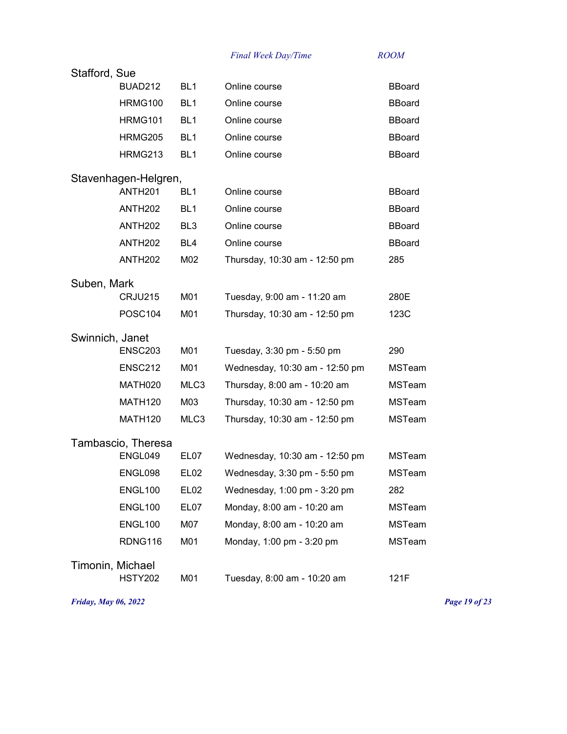| | | | Final Week Day/Time | ROOM |
|---|---|---|---|---|
| Stafford, Sue | | | | |
| | BUAD212 | BL1 | Online course | BBoard |
| | HRMG100 | BL1 | Online course | BBoard |
| | HRMG101 | BL1 | Online course | BBoard |
| | HRMG205 | BL1 | Online course | BBoard |
| | HRMG213 | BL1 | Online course | BBoard |
| Stavenhagen-Helgren, | | | | |
| | ANTH201 | BL1 | Online course | BBoard |
| | ANTH202 | BL1 | Online course | BBoard |
| | ANTH202 | BL3 | Online course | BBoard |
| | ANTH202 | BL4 | Online course | BBoard |
| | ANTH202 | M02 | Thursday, 10:30 am - 12:50 pm | 285 |
| Suben, Mark | | | | |
| | CRJU215 | M01 | Tuesday, 9:00 am - 11:20 am | 280E |
| | POSC104 | M01 | Thursday, 10:30 am - 12:50 pm | 123C |
| Swinnich, Janet | | | | |
| | ENSC203 | M01 | Tuesday, 3:30 pm - 5:50 pm | 290 |
| | ENSC212 | M01 | Wednesday, 10:30 am - 12:50 pm | MSTeam |
| | MATH020 | MLC3 | Thursday, 8:00 am - 10:20 am | MSTeam |
| | MATH120 | M03 | Thursday, 10:30 am - 12:50 pm | MSTeam |
| | MATH120 | MLC3 | Thursday, 10:30 am - 12:50 pm | MSTeam |
| Tambascio, Theresa | | | | |
| | ENGL049 | EL07 | Wednesday, 10:30 am - 12:50 pm | MSTeam |
| | ENGL098 | EL02 | Wednesday, 3:30 pm - 5:50 pm | MSTeam |
| | ENGL100 | EL02 | Wednesday, 1:00 pm - 3:20 pm | 282 |
| | ENGL100 | EL07 | Monday, 8:00 am - 10:20 am | MSTeam |
| | ENGL100 | M07 | Monday, 8:00 am - 10:20 am | MSTeam |
| | RDNG116 | M01 | Monday, 1:00 pm - 3:20 pm | MSTeam |
| Timonin, Michael | | | | |
| | HSTY202 | M01 | Tuesday, 8:00 am - 10:20 am | 121F |

*Friday, May 06, 2022*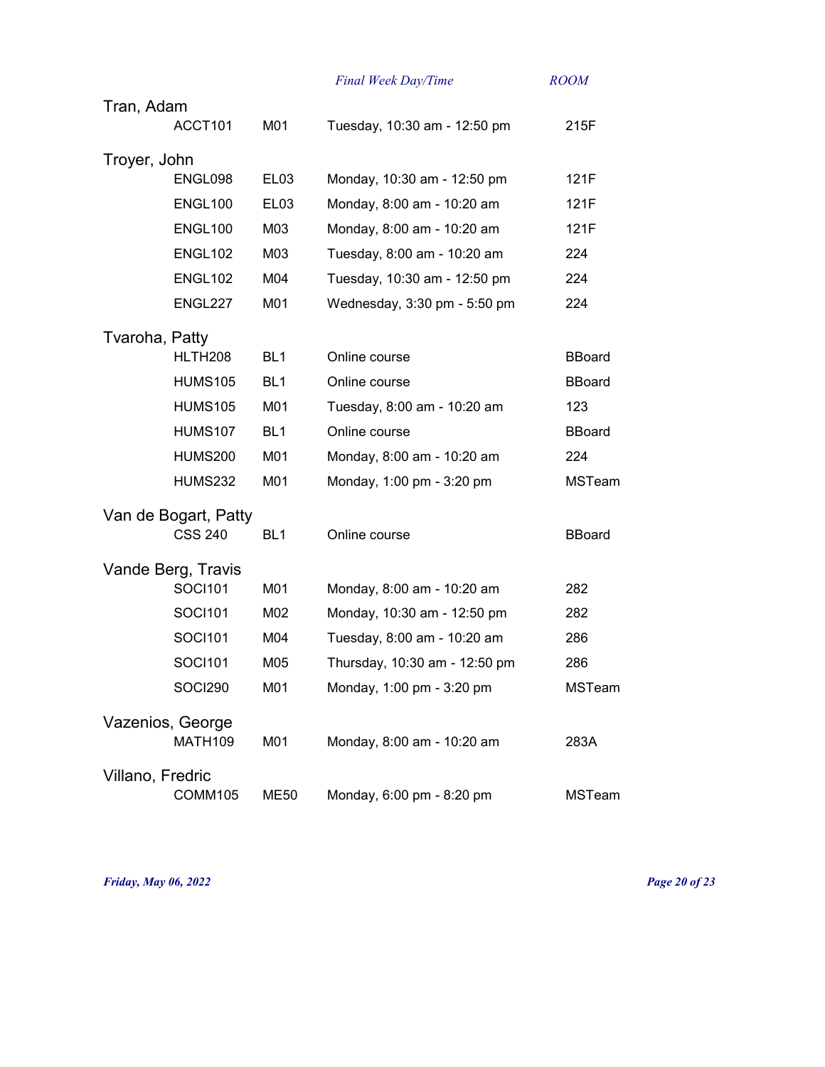| | | | Final Week Day/Time | ROOM |
|---|---|---|---|---|
| **Tran, Adam** | | | | |
| | ACCT101 | M01 | Tuesday, 10:30 am - 12:50 pm | 215F |
| **Troyer, John** | | | | |
| | ENGL098 | EL03 | Monday, 10:30 am - 12:50 pm | 121F |
| | ENGL100 | EL03 | Monday, 8:00 am - 10:20 am | 121F |
| | ENGL100 | M03 | Monday, 8:00 am - 10:20 am | 121F |
| | ENGL102 | M03 | Tuesday, 8:00 am - 10:20 am | 224 |
| | ENGL102 | M04 | Tuesday, 10:30 am - 12:50 pm | 224 |
| | ENGL227 | M01 | Wednesday, 3:30 pm - 5:50 pm | 224 |
| **Tvaroha, Patty** | | | | |
| | HLTH208 | BL1 | Online course | BBoard |
| | HUMS105 | BL1 | Online course | BBoard |
| | HUMS105 | M01 | Tuesday, 8:00 am - 10:20 am | 123 |
| | HUMS107 | BL1 | Online course | BBoard |
| | HUMS200 | M01 | Monday, 8:00 am - 10:20 am | 224 |
| | HUMS232 | M01 | Monday, 1:00 pm - 3:20 pm | MSTeam |
| **Van de Bogart, Patty** | | | | |
| | CSS 240 | BL1 | Online course | BBoard |
| **Vande Berg, Travis** | | | | |
| | SOCI101 | M01 | Monday, 8:00 am - 10:20 am | 282 |
| | SOCI101 | M02 | Monday, 10:30 am - 12:50 pm | 282 |
| | SOCI101 | M04 | Tuesday, 8:00 am - 10:20 am | 286 |
| | SOCI101 | M05 | Thursday, 10:30 am - 12:50 pm | 286 |
| | SOCI290 | M01 | Monday, 1:00 pm - 3:20 pm | MSTeam |
| **Vazenios, George** | | | | |
| | MATH109 | M01 | Monday, 8:00 am - 10:20 am | 283A |
| **Villano, Fredric** | | | | |
| | COMM105 | ME50 | Monday, 6:00 pm - 8:20 pm | MSTeam |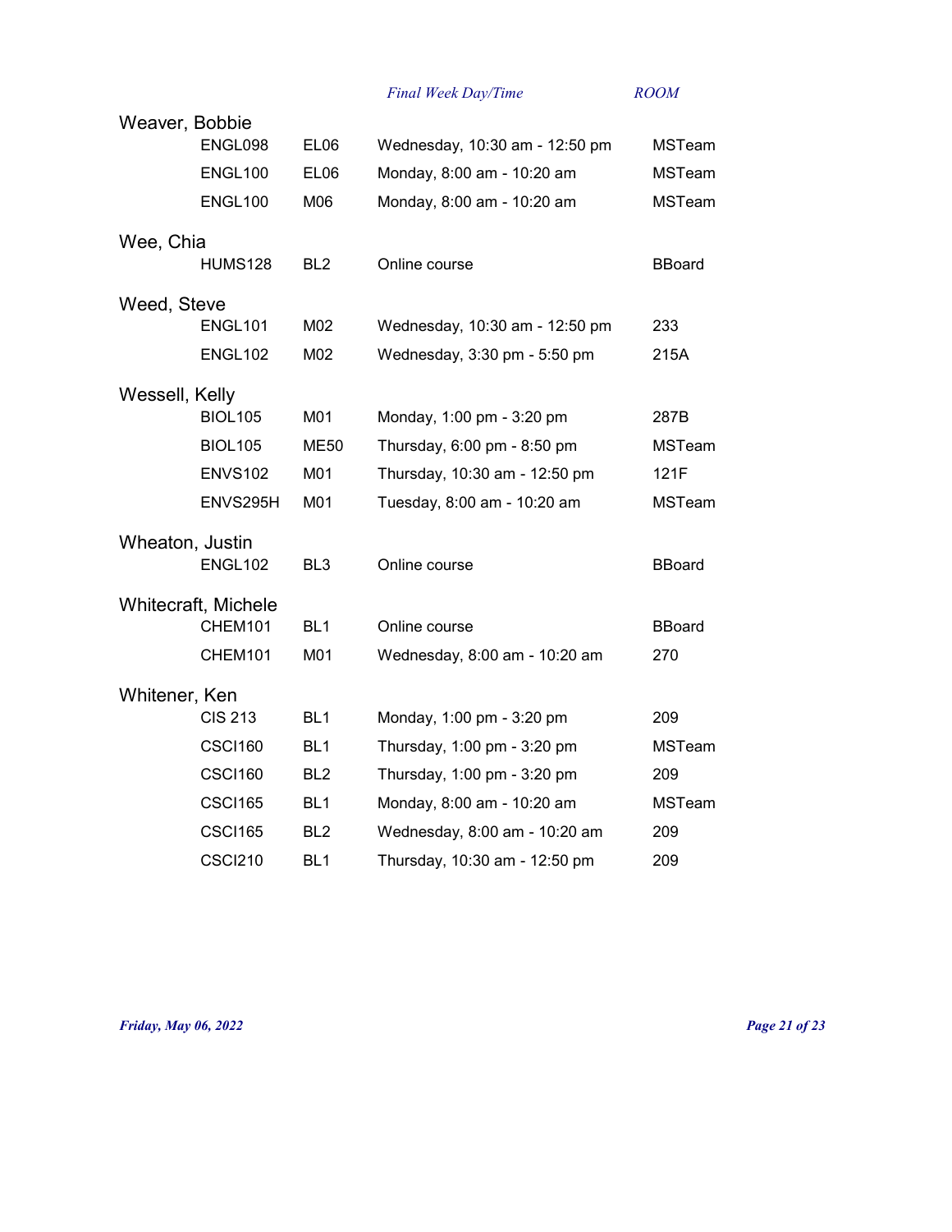| | | Final Week Day/Time | ROOM |
|---|---|---|---|
| **Weaver, Bobbie** | | | |
| ENGL098 | EL06 | Wednesday, 10:30 am - 12:50 pm | MSTeam |
| ENGL100 | EL06 | Monday, 8:00 am - 10:20 am | MSTeam |
| ENGL100 | M06 | Monday, 8:00 am - 10:20 am | MSTeam |
| **Wee, Chia** | | | |
| HUMS128 | BL2 | Online course | BBoard |
| **Weed, Steve** | | | |
| ENGL101 | M02 | Wednesday, 10:30 am - 12:50 pm | 233 |
| ENGL102 | M02 | Wednesday, 3:30 pm - 5:50 pm | 215A |
| **Wessell, Kelly** | | | |
| BIOL105 | M01 | Monday, 1:00 pm - 3:20 pm | 287B |
| BIOL105 | ME50 | Thursday, 6:00 pm - 8:50 pm | MSTeam |
| ENVS102 | M01 | Thursday, 10:30 am - 12:50 pm | 121F |
| ENVS295H | M01 | Tuesday, 8:00 am - 10:20 am | MSTeam |
| **Wheaton, Justin** | | | |
| ENGL102 | BL3 | Online course | BBoard |
| **Whitecraft, Michele** | | | |
| CHEM101 | BL1 | Online course | BBoard |
| CHEM101 | M01 | Wednesday, 8:00 am - 10:20 am | 270 |
| **Whitener, Ken** | | | |
| CIS 213 | BL1 | Monday, 1:00 pm - 3:20 pm | 209 |
| CSCI160 | BL1 | Thursday, 1:00 pm - 3:20 pm | MSTeam |
| CSCI160 | BL2 | Thursday, 1:00 pm - 3:20 pm | 209 |
| CSCI165 | BL1 | Monday, 8:00 am - 10:20 am | MSTeam |
| CSCI165 | BL2 | Wednesday, 8:00 am - 10:20 am | 209 |
| CSCI210 | BL1 | Thursday, 10:30 am - 12:50 pm | 209 |

*Friday, May 06, 2022*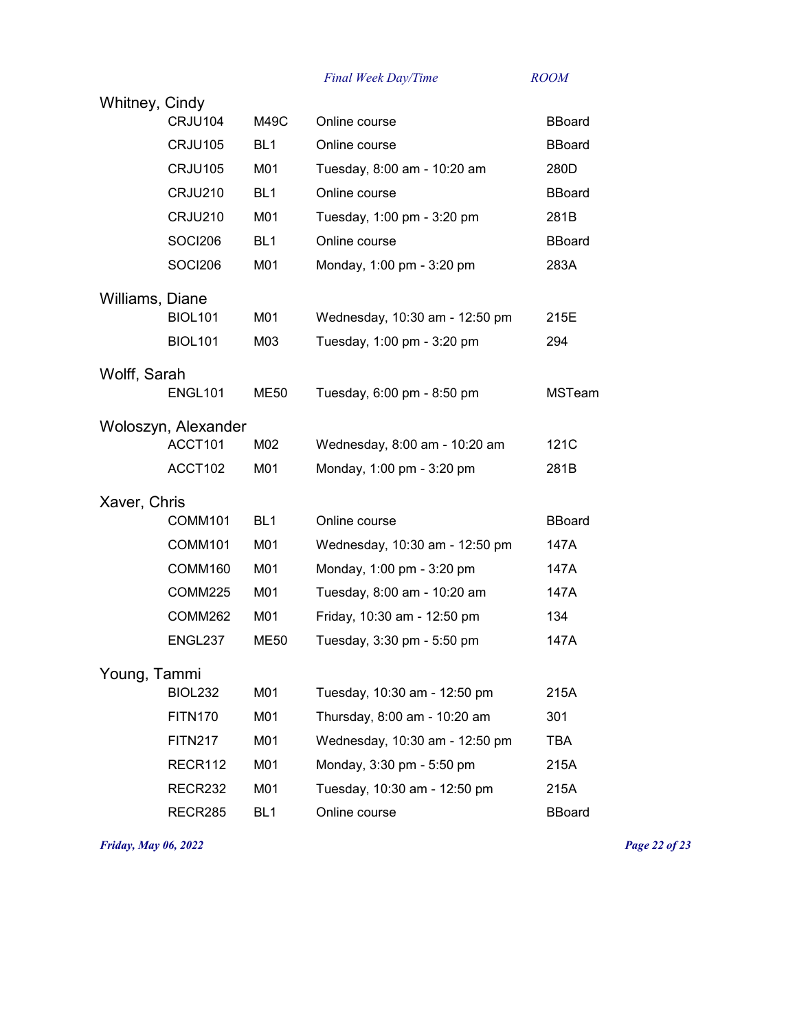| | | | Final Week Day/Time | ROOM |
|---|---|---|---|---|
| Whitney, Cindy | | | | |
| | CRJU104 | M49C | Online course | BBoard |
| | CRJU105 | BL1 | Online course | BBoard |
| | CRJU105 | M01 | Tuesday, 8:00 am - 10:20 am | 280D |
| | CRJU210 | BL1 | Online course | BBoard |
| | CRJU210 | M01 | Tuesday, 1:00 pm - 3:20 pm | 281B |
| | SOCI206 | BL1 | Online course | BBoard |
| | SOCI206 | M01 | Monday, 1:00 pm - 3:20 pm | 283A |
| Williams, Diane | | | | |
| | BIOL101 | M01 | Wednesday, 10:30 am - 12:50 pm | 215E |
| | BIOL101 | M03 | Tuesday, 1:00 pm - 3:20 pm | 294 |
| Wolff, Sarah | | | | |
| | ENGL101 | ME50 | Tuesday, 6:00 pm - 8:50 pm | MSTeam |
| Woloszyn, Alexander | | | | |
| | ACCT101 | M02 | Wednesday, 8:00 am - 10:20 am | 121C |
| | ACCT102 | M01 | Monday, 1:00 pm - 3:20 pm | 281B |
| Xaver, Chris | | | | |
| | COMM101 | BL1 | Online course | BBoard |
| | COMM101 | M01 | Wednesday, 10:30 am - 12:50 pm | 147A |
| | COMM160 | M01 | Monday, 1:00 pm - 3:20 pm | 147A |
| | COMM225 | M01 | Tuesday, 8:00 am - 10:20 am | 147A |
| | COMM262 | M01 | Friday, 10:30 am - 12:50 pm | 134 |
| | ENGL237 | ME50 | Tuesday, 3:30 pm - 5:50 pm | 147A |
| Young, Tammi | | | | |
| | BIOL232 | M01 | Tuesday, 10:30 am - 12:50 pm | 215A |
| | FITN170 | M01 | Thursday, 8:00 am - 10:20 am | 301 |
| | FITN217 | M01 | Wednesday, 10:30 am - 12:50 pm | TBA |
| | RECR112 | M01 | Monday, 3:30 pm - 5:50 pm | 215A |
| | RECR232 | M01 | Tuesday, 10:30 am - 12:50 pm | 215A |
| | RECR285 | BL1 | Online course | BBoard |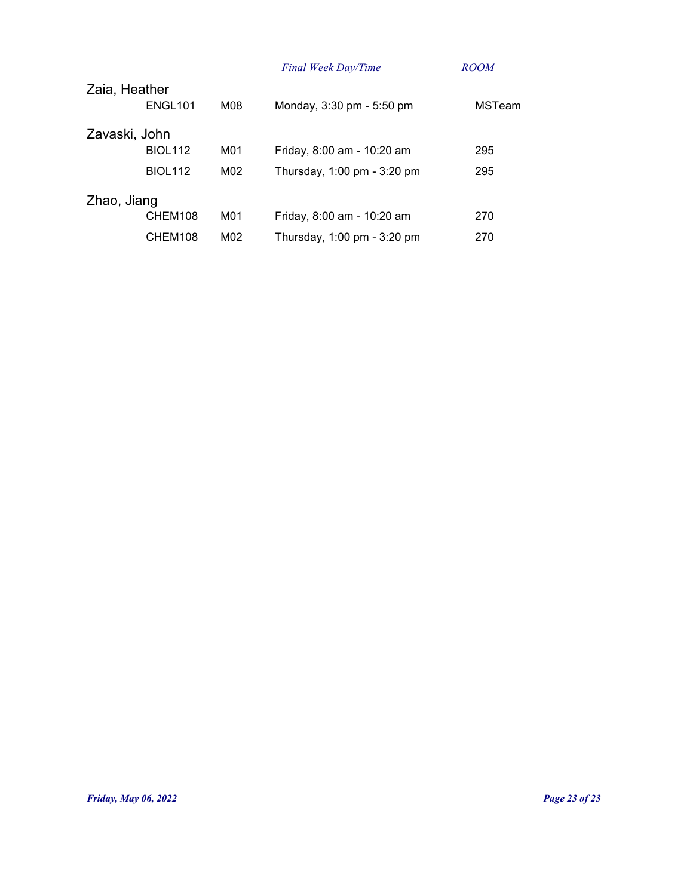| | | | Final Week Day/Time | ROOM |
|---|---|---|---|---|
| Zaia, Heather | | | | |
| | ENGL101 | M08 | Monday, 3:30 pm - 5:50 pm | MSTeam |
| Zavaski, John | | | | |
| | BIOL112 | M01 | Friday, 8:00 am - 10:20 am | 295 |
| | BIOL112 | M02 | Thursday, 1:00 pm - 3:20 pm | 295 |
| Zhao, Jiang | | | | |
| | CHEM108 | M01 | Friday, 8:00 am - 10:20 am | 270 |
| | CHEM108 | M02 | Thursday, 1:00 pm - 3:20 pm | 270 |